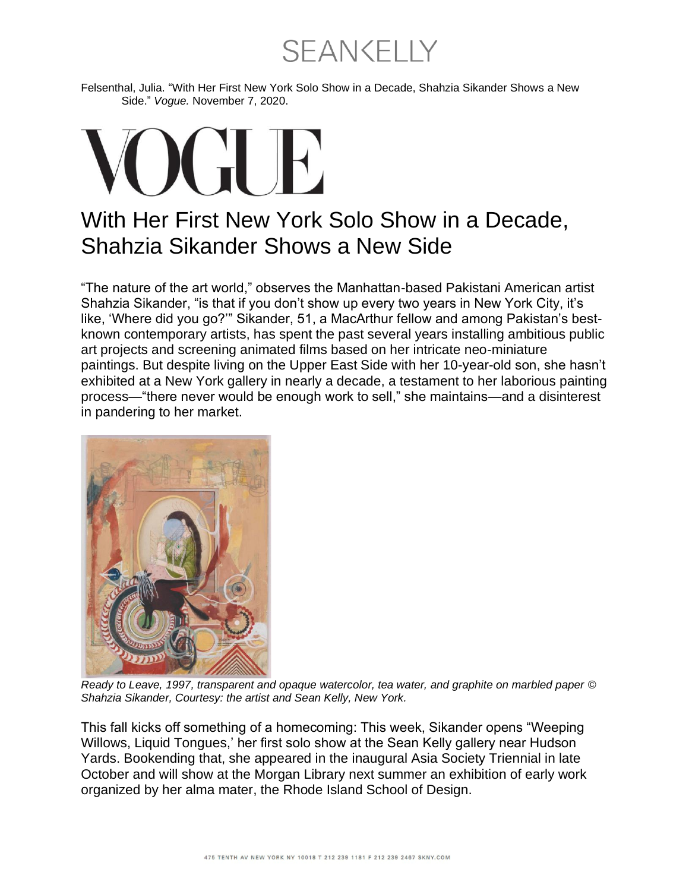SEANKELLY

Felsenthal, Julia. "With Her First New York Solo Show in a Decade, Shahzia Sikander Shows a New Side." *Vogue.* November 7, 2020.

VOGUE

# With Her First New York Solo Show in a Decade, Shahzia Sikander Shows a New Side

"The nature of the art world," observes the Manhattan-based Pakistani American artist Shahzia Sikander, "is that if you don't show up every two years in New York City, it's like, 'Where did you go?'" Sikander, 51, a MacArthur fellow and among Pakistan's best-known contemporary artists, has spent the past several years installing ambitious public art projects and screening animated films based on her intricate neo-miniature paintings. But despite living on the Upper East Side with her 10-year-old son, she hasn't exhibited at a New York gallery in nearly a decade, a testament to her laborious painting process—"there never would be enough work to sell," she maintains—and a disinterest in pandering to her market.

*Ready to Leave, 1997, transparent and opaque watercolor, tea water, and graphite on marbled paper © Shahzia Sikander, Courtesy: the artist and Sean Kelly, New York.*

This fall kicks off something of a homecoming: This week, Sikander opens "Weeping Willows, Liquid Tongues,' her first solo show at the Sean Kelly gallery near Hudson Yards. Bookending that, she appeared in the inaugural Asia Society Triennial in late October and will show at the Morgan Library next summer an exhibition of early work organized by her alma mater, the Rhode Island School of Design.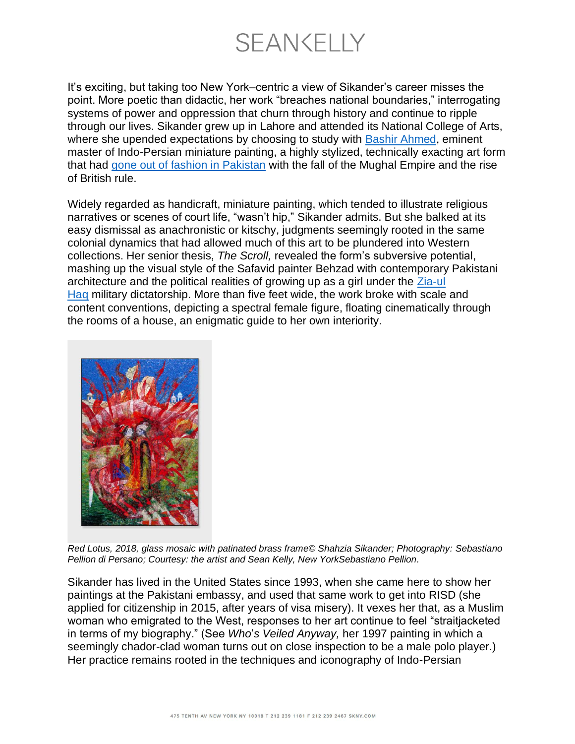It's exciting, but taking too New York–centric a view of Sikander's career misses the point. More poetic than didactic, her work "breaches national boundaries," interrogating systems of power and oppression that churn through history and continue to ripple through our lives. Sikander grew up in Lahore and attended its National College of Arts, where she upended expectations by choosing to study with Bashir Ahmed, eminent master of Indo-Persian miniature painting, a highly stylized, technically exacting art form that had gone out of fashion in Pakistan with the fall of the Mughal Empire and the rise of British rule.

Widely regarded as handicraft, miniature painting, which tended to illustrate religious narratives or scenes of court life, "wasn't hip," Sikander admits. But she balked at its easy dismissal as anachronistic or kitschy, judgments seemingly rooted in the same colonial dynamics that had allowed much of this art to be plundered into Western collections. Her senior thesis, *The Scroll,* revealed the form's subversive potential, mashing up the visual style of the Safavid painter Behzad with contemporary Pakistani architecture and the political realities of growing up as a girl under the Zia-ul Haq military dictatorship. More than five feet wide, the work broke with scale and content conventions, depicting a spectral female figure, floating cinematically through the rooms of a house, an enigmatic guide to her own interiority.

*Red Lotus, 2018, glass mosaic with patinated brass frame© Shahzia Sikander; Photography: Sebastiano Pellion di Persano; Courtesy: the artist and Sean Kelly, New YorkSebastiano Pellion.*

Sikander has lived in the United States since 1993, when she came here to show her paintings at the Pakistani embassy, and used that same work to get into RISD (she applied for citizenship in 2015, after years of visa misery). It vexes her that, as a Muslim woman who emigrated to the West, responses to her art continue to feel "straitjacketed in terms of my biography." (See *Who's Veiled Anyway,* her 1997 painting in which a seemingly chador-clad woman turns out on close inspection to be a male polo player.) Her practice remains rooted in the techniques and iconography of Indo-Persian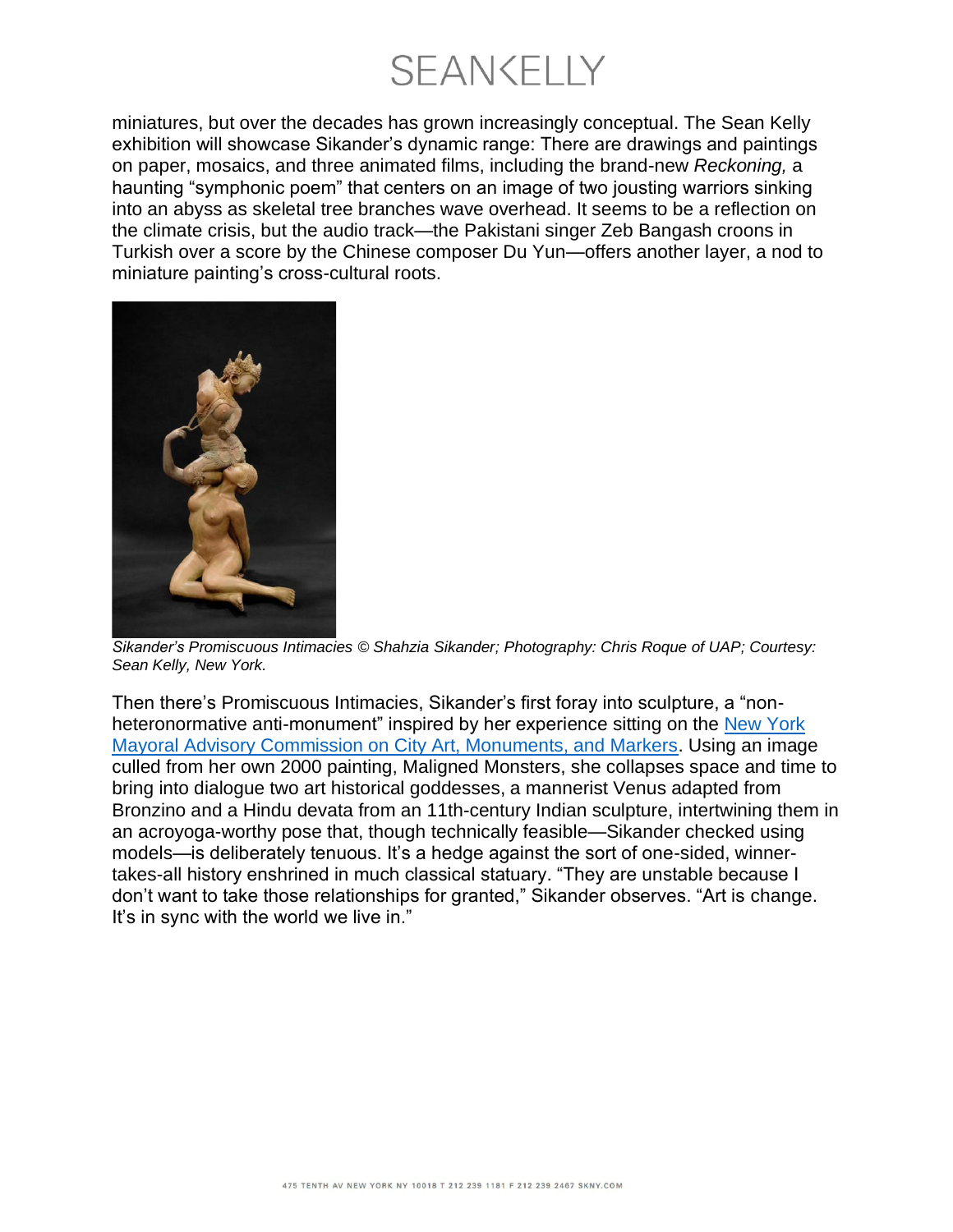miniatures, but over the decades has grown increasingly conceptual. The Sean Kelly exhibition will showcase Sikander's dynamic range: There are drawings and paintings on paper, mosaics, and three animated films, including the brand-new *Reckoning,* a haunting "symphonic poem" that centers on an image of two jousting warriors sinking into an abyss as skeletal tree branches wave overhead. It seems to be a reflection on the climate crisis, but the audio track—the Pakistani singer Zeb Bangash croons in Turkish over a score by the Chinese composer Du Yun—offers another layer, a nod to miniature painting's cross-cultural roots.

*Sikander's Promiscuous Intimacies © Shahzia Sikander; Photography: Chris Roque of UAP; Courtesy: Sean Kelly, New York.*

Then there's Promiscuous Intimacies, Sikander's first foray into sculpture, a "non-heteronormative anti-monument" inspired by her experience sitting on the [New York Mayoral Advisory Commission on City Art, Monuments, and Markers](). Using an image culled from her own 2000 painting, Maligned Monsters, she collapses space and time to bring into dialogue two art historical goddesses, a mannerist Venus adapted from Bronzino and a Hindu devata from an 11th-century Indian sculpture, intertwining them in an acroyoga-worthy pose that, though technically feasible—Sikander checked using models—is deliberately tenuous. It's a hedge against the sort of one-sided, winner-takes-all history enshrined in much classical statuary. "They are unstable because I don't want to take those relationships for granted," Sikander observes. "Art is change. It's in sync with the world we live in."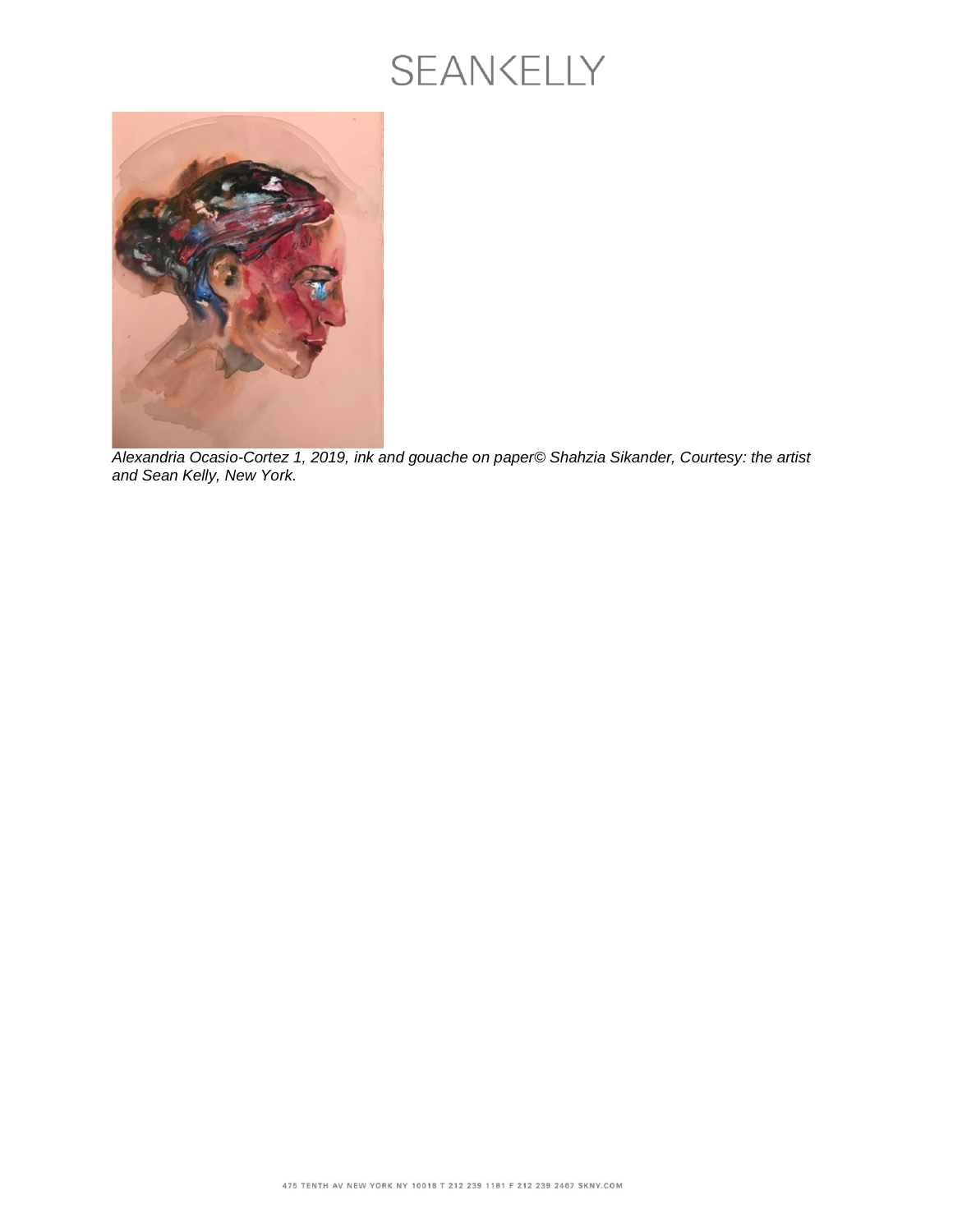*Alexandria Ocasio-Cortez 1, 2019, ink and gouache on paper© Shahzia Sikander, Courtesy: the artist and Sean Kelly, New York.*